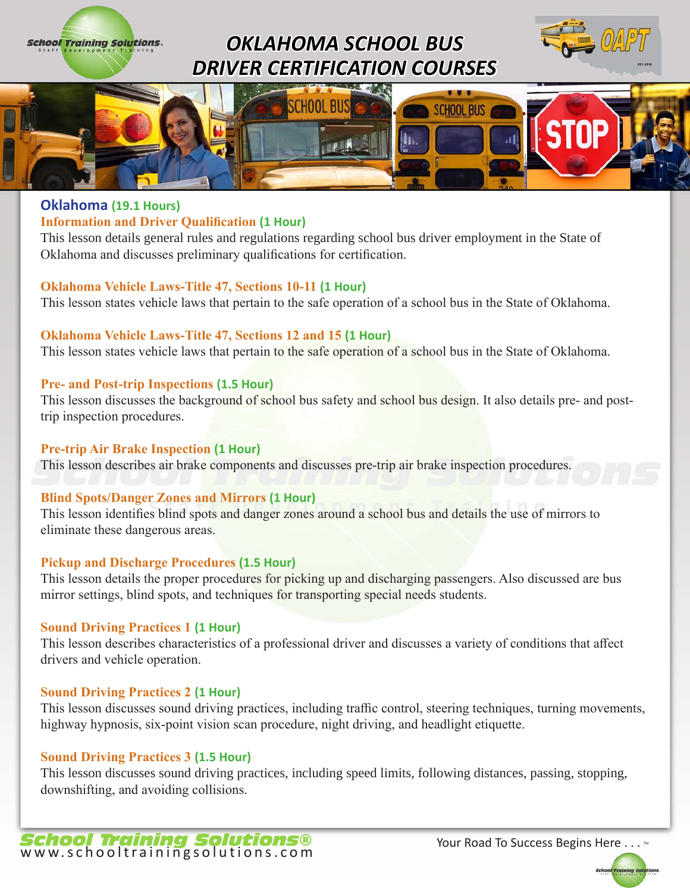# OKLAHOMA SCHOOL BUS DRIVER CERTIFICATION COURSES

## Oklahoma (19.1 Hours)

### Information and Driver Qualification (1 Hour)

This lesson details general rules and regulations regarding school bus driver employment in the State of Oklahoma and discusses preliminary qualifications for certification.

### Oklahoma Vehicle Laws-Title 47, Sections 10-11 (1 Hour)

This lesson states vehicle laws that pertain to the safe operation of a school bus in the State of Oklahoma.

### Oklahoma Vehicle Laws-Title 47, Sections 12 and 15 (1 Hour)

This lesson states vehicle laws that pertain to the safe operation of a school bus in the State of Oklahoma.

### Pre- and Post-trip Inspections (1.5 Hour)

This lesson discusses the background of school bus safety and school bus design. It also details pre- and post-trip inspection procedures.

### Pre-trip Air Brake Inspection (1 Hour)

This lesson describes air brake components and discusses pre-trip air brake inspection procedures.

### Blind Spots/Danger Zones and Mirrors (1 Hour)

This lesson identifies blind spots and danger zones around a school bus and details the use of mirrors to eliminate these dangerous areas.

### Pickup and Discharge Procedures (1.5 Hour)

This lesson details the proper procedures for picking up and discharging passengers. Also discussed are bus mirror settings, blind spots, and techniques for transporting special needs students.

### Sound Driving Practices 1 (1 Hour)

This lesson describes characteristics of a professional driver and discusses a variety of conditions that affect drivers and vehicle operation.

### Sound Driving Practices 2 (1 Hour)

This lesson discusses sound driving practices, including traffic control, steering techniques, turning movements, highway hypnosis, six-point vision scan procedure, night driving, and headlight etiquette.

### Sound Driving Practices 3 (1.5 Hour)

This lesson discusses sound driving practices, including speed limits, following distances, passing, stopping, downshifting, and avoiding collisions.

**School Training Solutions®**
www.schooltrainingsolutions.com

Your Road To Success Begins Here . . . ™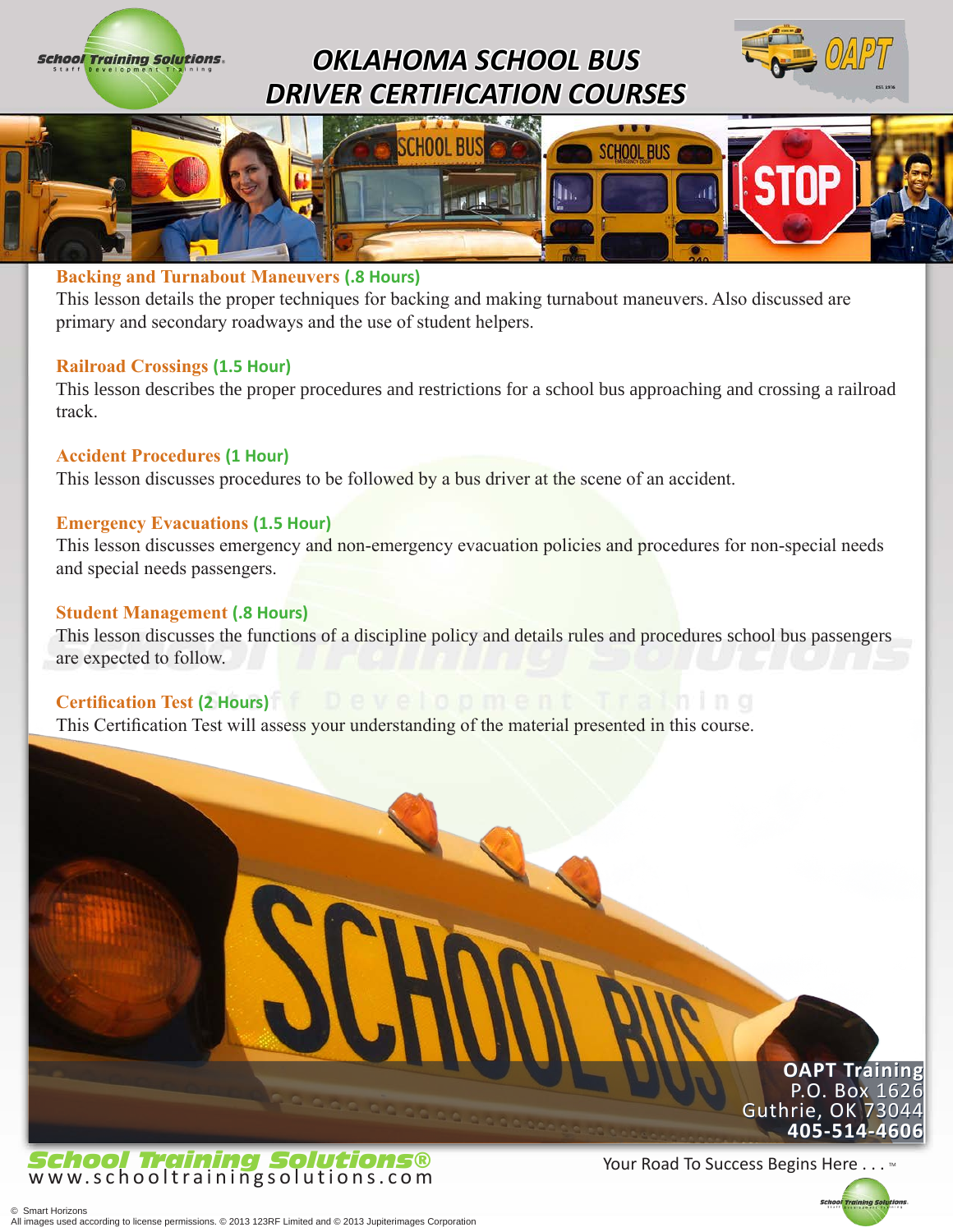# OKLAHOMA SCHOOL BUS DRIVER CERTIFICATION COURSES

### Backing and Turnabout Maneuvers (.8 Hours)

This lesson details the proper techniques for backing and making turnabout maneuvers. Also discussed are primary and secondary roadways and the use of student helpers.

### Railroad Crossings (1.5 Hour)

This lesson describes the proper procedures and restrictions for a school bus approaching and crossing a railroad track.

### Accident Procedures (1 Hour)

This lesson discusses procedures to be followed by a bus driver at the scene of an accident.

### Emergency Evacuations (1.5 Hour)

This lesson discusses emergency and non-emergency evacuation policies and procedures for non-special needs and special needs passengers.

### Student Management (.8 Hours)

This lesson discusses the functions of a discipline policy and details rules and procedures school bus passengers are expected to follow.

### Certification Test (2 Hours)

This Certification Test will assess your understanding of the material presented in this course.

**OAPT Training**
P.O. Box 1626
Guthrie, OK 73044
**405-514-4606**

**School Training Solutions®**
www.schooltrainingsolutions.com

Your Road To Success Begins Here . . . ™

© Smart Horizons
All images used according to license permissions. © 2013 123RF Limited and © 2013 Jupiterimages Corporation